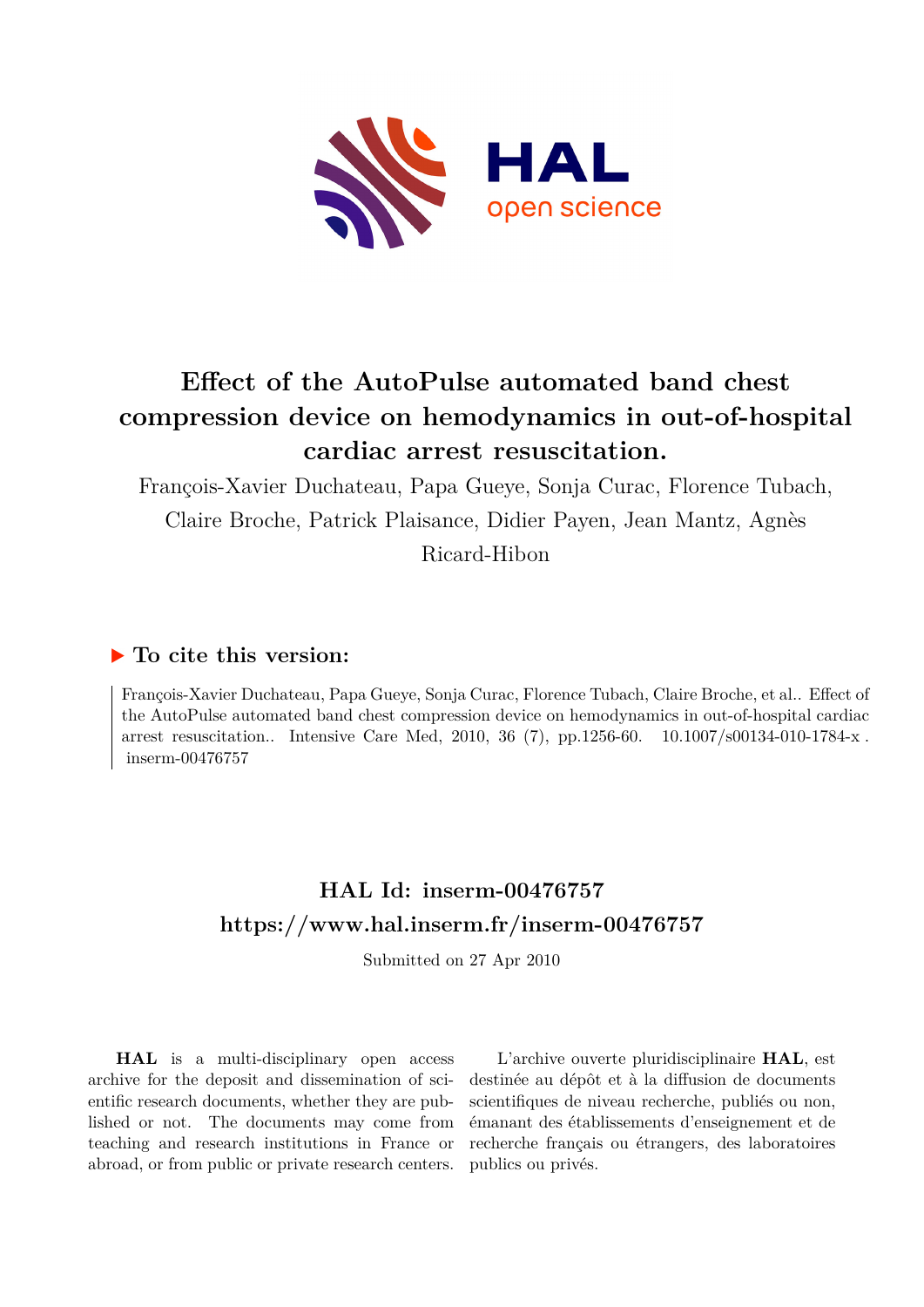# Effect of the AutoPulse automated band chest compression device on hemodynamics in out-of-hospital cardiac arrest resuscitation.

François-Xavier Duchateau, Papa Gueye, Sonja Curac, Florence Tubach, Claire Broche, Patrick Plaisance, Didier Payen, Jean Mantz, Agnès Ricard-Hibon

## ▶ To cite this version:

François-Xavier Duchateau, Papa Gueye, Sonja Curac, Florence Tubach, Claire Broche, et al.. Effect of the AutoPulse automated band chest compression device on hemodynamics in out-of-hospital cardiac arrest resuscitation.. Intensive Care Med, 2010, 36 (7), pp.1256-60. 10.1007/s00134-010-1784-x . inserm-00476757

## HAL Id: inserm-00476757

## https://www.hal.inserm.fr/inserm-00476757

Submitted on 27 Apr 2010

**HAL** is a multi-disciplinary open access archive for the deposit and dissemination of scientific research documents, whether they are published or not. The documents may come from teaching and research institutions in France or abroad, or from public or private research centers.

L'archive ouverte pluridisciplinaire **HAL**, est destinée au dépôt et à la diffusion de documents scientifiques de niveau recherche, publiés ou non, émanant des établissements d'enseignement et de recherche français ou étrangers, des laboratoires publics ou privés.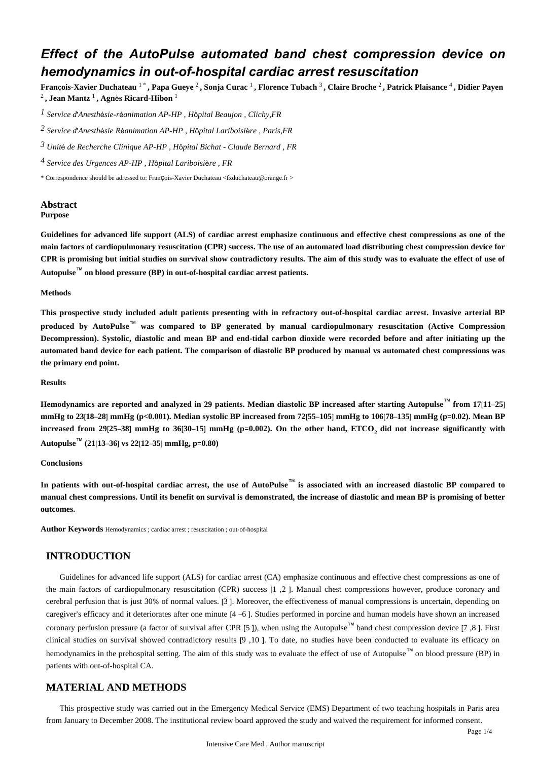# *Effect of the AutoPulse automated band chest compression device on hemodynamics in out-of-hospital cardiac arrest resuscitation*

**François-Xavier Duchateau** [1 *] **, Papa Gueye** [2] **, Sonja Curac** [1] **, Florence Tubach** [3] **, Claire Broche** [2] **, Patrick Plaisance** [4] **, Didier Payen** [2] **, Jean Mantz** [1] **, Agnès Ricard-Hibon** [1]

[1] *Service d'Anesthésie-réanimation AP-HP , Hôpital Beaujon , Clichy,FR*

[2] *Service d'Anesthésie Réanimation AP-HP , Hôpital Lariboisière , Paris,FR*

[3] *Unité de Recherche Clinique AP-HP , Hôpital Bichat - Claude Bernard , FR*

[4] *Service des Urgences AP-HP , Hôpital Lariboisière , FR*

\* Correspondence should be adressed to: François-Xavier Duchateau <fxduchateau@orange.fr >

## Abstract

**Purpose**

**Guidelines for advanced life support (ALS) of cardiac arrest emphasize continuous and effective chest compressions as one of the main factors of cardiopulmonary resuscitation (CPR) success. The use of an automated load distributing chest compression device for CPR is promising but initial studies on survival show contradictory results. The aim of this study was to evaluate the effect of use of Autopulse™ on blood pressure (BP) in out-of-hospital cardiac arrest patients.**

**Methods**

**This prospective study included adult patients presenting with in refractory out-of-hospital cardiac arrest. Invasive arterial BP produced by AutoPulse™ was compared to BP generated by manual cardiopulmonary resuscitation (Active Compression Decompression). Systolic, diastolic and mean BP and end-tidal carbon dioxide were recorded before and after initiating up the automated band device for each patient. The comparison of diastolic BP produced by manual vs automated chest compressions was the primary end point.**

**Results**

**Hemodynamics are reported and analyzed in 29 patients. Median diastolic BP increased after starting Autopulse™ from 17[11–25] mmHg to 23[18–28] mmHg ($p<0.001$). Median systolic BP increased from 72[55–105] mmHg to 106[78–135] mmHg ($p=0.02$). Mean BP increased from 29[25–38] mmHg to 36[30–15] mmHg ($p=0.002$). On the other hand, $ETCO_2$ did not increase significantly with Autopulse™ (21[13–36] vs 22[12–35] mmHg, $p=0.80$)**

**Conclusions**

**In patients with out-of-hospital cardiac arrest, the use of AutoPulse™ is associated with an increased diastolic BP compared to manual chest compressions. Until its benefit on survival is demonstrated, the increase of diastolic and mean BP is promising of better outcomes.**

**Author Keywords** Hemodynamics ; cardiac arrest ; resuscitation ; out-of-hospital

## INTRODUCTION

Guidelines for advanced life support (ALS) for cardiac arrest (CA) emphasize continuous and effective chest compressions as one of the main factors of cardiopulmonary resuscitation (CPR) success [1 ,2 ]. Manual chest compressions however, produce coronary and cerebral perfusion that is just 30% of normal values. [3 ]. Moreover, the effectiveness of manual compressions is uncertain, depending on caregiver's efficacy and it deteriorates after one minute [4 –6 ]. Studies performed in porcine and human models have shown an increased coronary perfusion pressure (a factor of survival after CPR [5 ]), when using the Autopulse™ band chest compression device [7 ,8 ]. First clinical studies on survival showed contradictory results [9 ,10 ]. To date, no studies have been conducted to evaluate its efficacy on hemodynamics in the prehospital setting. The aim of this study was to evaluate the effect of use of Autopulse™ on blood pressure (BP) in patients with out-of-hospital CA.

## MATERIAL AND METHODS

This prospective study was carried out in the Emergency Medical Service (EMS) Department of two teaching hospitals in Paris area from January to December 2008. The institutional review board approved the study and waived the requirement for informed consent.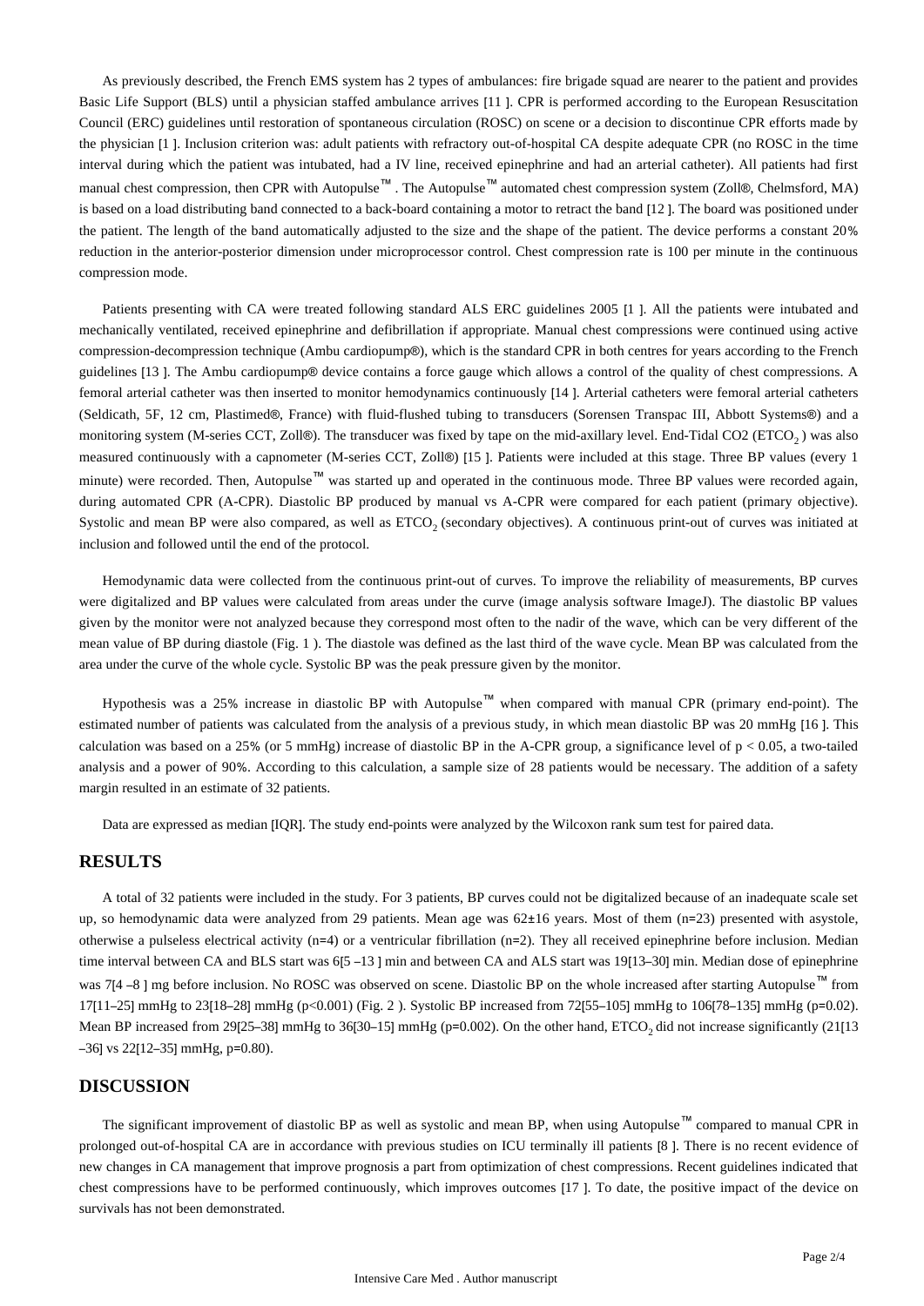As previously described, the French EMS system has 2 types of ambulances: fire brigade squad are nearer to the patient and provides Basic Life Support (BLS) until a physician staffed ambulance arrives [11 ]. CPR is performed according to the European Resuscitation Council (ERC) guidelines until restoration of spontaneous circulation (ROSC) on scene or a decision to discontinue CPR efforts made by the physician [1 ]. Inclusion criterion was: adult patients with refractory out-of-hospital CA despite adequate CPR (no ROSC in the time interval during which the patient was intubated, had a IV line, received epinephrine and had an arterial catheter). All patients had first manual chest compression, then CPR with Autopulse™ . The Autopulse™ automated chest compression system (Zoll®, Chelmsford, MA) is based on a load distributing band connected to a back-board containing a motor to retract the band [12 ]. The board was positioned under the patient. The length of the band automatically adjusted to the size and the shape of the patient. The device performs a constant 20% reduction in the anterior-posterior dimension under microprocessor control. Chest compression rate is 100 per minute in the continuous compression mode.

Patients presenting with CA were treated following standard ALS ERC guidelines 2005 [1 ]. All the patients were intubated and mechanically ventilated, received epinephrine and defibrillation if appropriate. Manual chest compressions were continued using active compression-decompression technique (Ambu cardiopump®), which is the standard CPR in both centres for years according to the French guidelines [13 ]. The Ambu cardiopump® device contains a force gauge which allows a control of the quality of chest compressions. A femoral arterial catheter was then inserted to monitor hemodynamics continuously [14 ]. Arterial catheters were femoral arterial catheters (Seldicath, 5F, 12 cm, Plastimed®, France) with fluid-flushed tubing to transducers (Sorensen Transpac III, Abbott Systems®) and a monitoring system (M-series CCT, Zoll®). The transducer was fixed by tape on the mid-axillary level. End-Tidal CO2 ($ETCO_2$ ) was also measured continuously with a capnometer (M-series CCT, Zoll®) [15 ]. Patients were included at this stage. Three BP values (every 1 minute) were recorded. Then, Autopulse™ was started up and operated in the continuous mode. Three BP values were recorded again, during automated CPR (A-CPR). Diastolic BP produced by manual vs A-CPR were compared for each patient (primary objective). Systolic and mean BP were also compared, as well as $ETCO_2$ (secondary objectives). A continuous print-out of curves was initiated at inclusion and followed until the end of the protocol.

Hemodynamic data were collected from the continuous print-out of curves. To improve the reliability of measurements, BP curves were digitalized and BP values were calculated from areas under the curve (image analysis software ImageJ). The diastolic BP values given by the monitor were not analyzed because they correspond most often to the nadir of the wave, which can be very different of the mean value of BP during diastole (Fig. 1 ). The diastole was defined as the last third of the wave cycle. Mean BP was calculated from the area under the curve of the whole cycle. Systolic BP was the peak pressure given by the monitor.

Hypothesis was a 25% increase in diastolic BP with Autopulse™ when compared with manual CPR (primary end-point). The estimated number of patients was calculated from the analysis of a previous study, in which mean diastolic BP was 20 mmHg [16 ]. This calculation was based on a 25% (or 5 mmHg) increase of diastolic BP in the A-CPR group, a significance level of $p < 0.05$, a two-tailed analysis and a power of 90%. According to this calculation, a sample size of 28 patients would be necessary. The addition of a safety margin resulted in an estimate of 32 patients.

Data are expressed as median [IQR]. The study end-points were analyzed by the Wilcoxon rank sum test for paired data.

## RESULTS

A total of 32 patients were included in the study. For 3 patients, BP curves could not be digitalized because of an inadequate scale set up, so hemodynamic data were analyzed from 29 patients. Mean age was 62±16 years. Most of them (n=23) presented with asystole, otherwise a pulseless electrical activity (n=4) or a ventricular fibrillation (n=2). They all received epinephrine before inclusion. Median time interval between CA and BLS start was 6[5 –13 ] min and between CA and ALS start was 19[13–30] min. Median dose of epinephrine was 7[4 –8 ] mg before inclusion. No ROSC was observed on scene. Diastolic BP on the whole increased after starting Autopulse™ from 17[11–25] mmHg to 23[18–28] mmHg (p<0.001) (Fig. 2 ). Systolic BP increased from 72[55–105] mmHg to 106[78–135] mmHg (p=0.02). Mean BP increased from 29[25–38] mmHg to 36[30–15] mmHg (p=0.002). On the other hand, $ETCO_2$ did not increase significantly (21[13 –36] vs 22[12–35] mmHg, p=0.80).

## DISCUSSION

The significant improvement of diastolic BP as well as systolic and mean BP, when using Autopulse™ compared to manual CPR in prolonged out-of-hospital CA are in accordance with previous studies on ICU terminally ill patients [8 ]. There is no recent evidence of new changes in CA management that improve prognosis a part from optimization of chest compressions. Recent guidelines indicated that chest compressions have to be performed continuously, which improves outcomes [17 ]. To date, the positive impact of the device on survivals has not been demonstrated.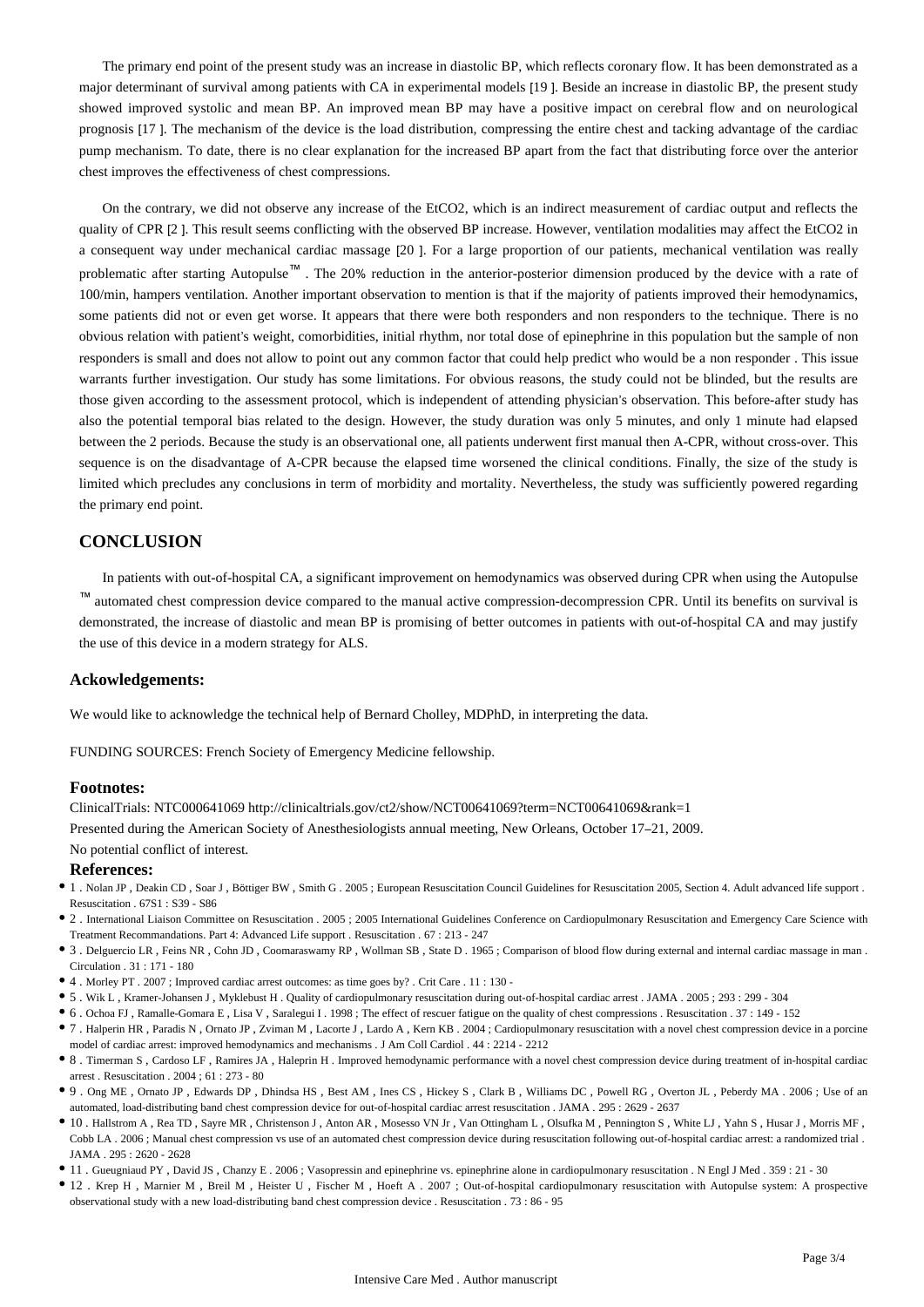The primary end point of the present study was an increase in diastolic BP, which reflects coronary flow. It has been demonstrated as a major determinant of survival among patients with CA in experimental models [19 ]. Beside an increase in diastolic BP, the present study showed improved systolic and mean BP. An improved mean BP may have a positive impact on cerebral flow and on neurological prognosis [17 ]. The mechanism of the device is the load distribution, compressing the entire chest and tacking advantage of the cardiac pump mechanism. To date, there is no clear explanation for the increased BP apart from the fact that distributing force over the anterior chest improves the effectiveness of chest compressions.

On the contrary, we did not observe any increase of the EtCO2, which is an indirect measurement of cardiac output and reflects the quality of CPR [2 ]. This result seems conflicting with the observed BP increase. However, ventilation modalities may affect the EtCO2 in a consequent way under mechanical cardiac massage [20 ]. For a large proportion of our patients, mechanical ventilation was really problematic after starting Autopulse™ . The 20% reduction in the anterior-posterior dimension produced by the device with a rate of 100/min, hampers ventilation. Another important observation to mention is that if the majority of patients improved their hemodynamics, some patients did not or even get worse. It appears that there were both responders and non responders to the technique. There is no obvious relation with patient's weight, comorbidities, initial rhythm, nor total dose of epinephrine in this population but the sample of non responders is small and does not allow to point out any common factor that could help predict who would be a non responder . This issue warrants further investigation. Our study has some limitations. For obvious reasons, the study could not be blinded, but the results are those given according to the assessment protocol, which is independent of attending physician's observation. This before-after study has also the potential temporal bias related to the design. However, the study duration was only 5 minutes, and only 1 minute had elapsed between the 2 periods. Because the study is an observational one, all patients underwent first manual then A-CPR, without cross-over. This sequence is on the disadvantage of A-CPR because the elapsed time worsened the clinical conditions. Finally, the size of the study is limited which precludes any conclusions in term of morbidity and mortality. Nevertheless, the study was sufficiently powered regarding the primary end point.

## CONCLUSION

In patients with out-of-hospital CA, a significant improvement on hemodynamics was observed during CPR when using the Autopulse ™ automated chest compression device compared to the manual active compression-decompression CPR. Until its benefits on survival is demonstrated, the increase of diastolic and mean BP is promising of better outcomes in patients with out-of-hospital CA and may justify the use of this device in a modern strategy for ALS.

### Ackowledgements:

We would like to acknowledge the technical help of Bernard Cholley, MDPhD, in interpreting the data.

FUNDING SOURCES: French Society of Emergency Medicine fellowship.

### Footnotes:

ClinicalTrials: NTC000641069 http://clinicaltrials.gov/ct2/show/NCT00641069?term=NCT00641069&rank=1

Presented during the American Society of Anesthesiologists annual meeting, New Orleans, October 17–21, 2009.

No potential conflict of interest.

### References:

- 1 . Nolan JP , Deakin CD , Soar J , Böttiger BW , Smith G . 2005 ; European Resuscitation Council Guidelines for Resuscitation 2005, Section 4. Adult advanced life support . Resuscitation . 67S1 : S39 - S86
- 2 . International Liaison Committee on Resuscitation . 2005 ; 2005 International Guidelines Conference on Cardiopulmonary Resuscitation and Emergency Care Science with Treatment Recommandations. Part 4: Advanced Life support . Resuscitation . 67 : 213 - 247
- 3 . Delguercio LR , Feins NR , Cohn JD , Coomaraswamy RP , Wollman SB , State D . 1965 ; Comparison of blood flow during external and internal cardiac massage in man . Circulation . 31 : 171 - 180
- 4 . Morley PT . 2007 ; Improved cardiac arrest outcomes: as time goes by? . Crit Care . 11 : 130 -
- 5 . Wik L , Kramer-Johansen J , Myklebust H . Quality of cardiopulmonary resuscitation during out-of-hospital cardiac arrest . JAMA . 2005 ; 293 : 299 - 304
- 6 . Ochoa FJ , Ramalle-Gomara E , Lisa V , Saralegui I . 1998 ; The effect of rescuer fatigue on the quality of chest compressions . Resuscitation . 37 : 149 - 152
- 7 . Halperin HR , Paradis N , Ornato JP , Zviman M , Lacorte J , Lardo A , Kern KB . 2004 ; Cardiopulmonary resuscitation with a novel chest compression device in a porcine model of cardiac arrest: improved hemodynamics and mechanisms . J Am Coll Cardiol . 44 : 2214 - 2212
- 8 . Timerman S , Cardoso LF , Ramires JA , Haleprin H . Improved hemodynamic performance with a novel chest compression device during treatment of in-hospital cardiac arrest . Resuscitation . 2004 ; 61 : 273 - 80
- 9 . Ong ME , Ornato JP , Edwards DP , Dhindsa HS , Best AM , Ines CS , Hickey S , Clark B , Williams DC , Powell RG , Overton JL , Peberdy MA . 2006 ; Use of an automated, load-distributing band chest compression device for out-of-hospital cardiac arrest resuscitation . JAMA . 295 : 2629 - 2637
- 10 . Hallstrom A , Rea TD , Sayre MR , Christenson J , Anton AR , Mosesso VN Jr , Van Ottingham L , Olsufka M , Pennington S , White LJ , Yahn S , Husar J , Morris MF , Cobb LA . 2006 ; Manual chest compression vs use of an automated chest compression device during resuscitation following out-of-hospital cardiac arrest: a randomized trial . JAMA . 295 : 2620 - 2628
- 11 . Gueugniaud PY , David JS , Chanzy E . 2006 ; Vasopressin and epinephrine vs. epinephrine alone in cardiopulmonary resuscitation . N Engl J Med . 359 : 21 - 30
- 12 . Krep H , Marnier M , Breil M , Heister U , Fischer M , Hoeft A . 2007 ; Out-of-hospital cardiopulmonary resuscitation with Autopulse system: A prospective observational study with a new load-distributing band chest compression device . Resuscitation . 73 : 86 - 95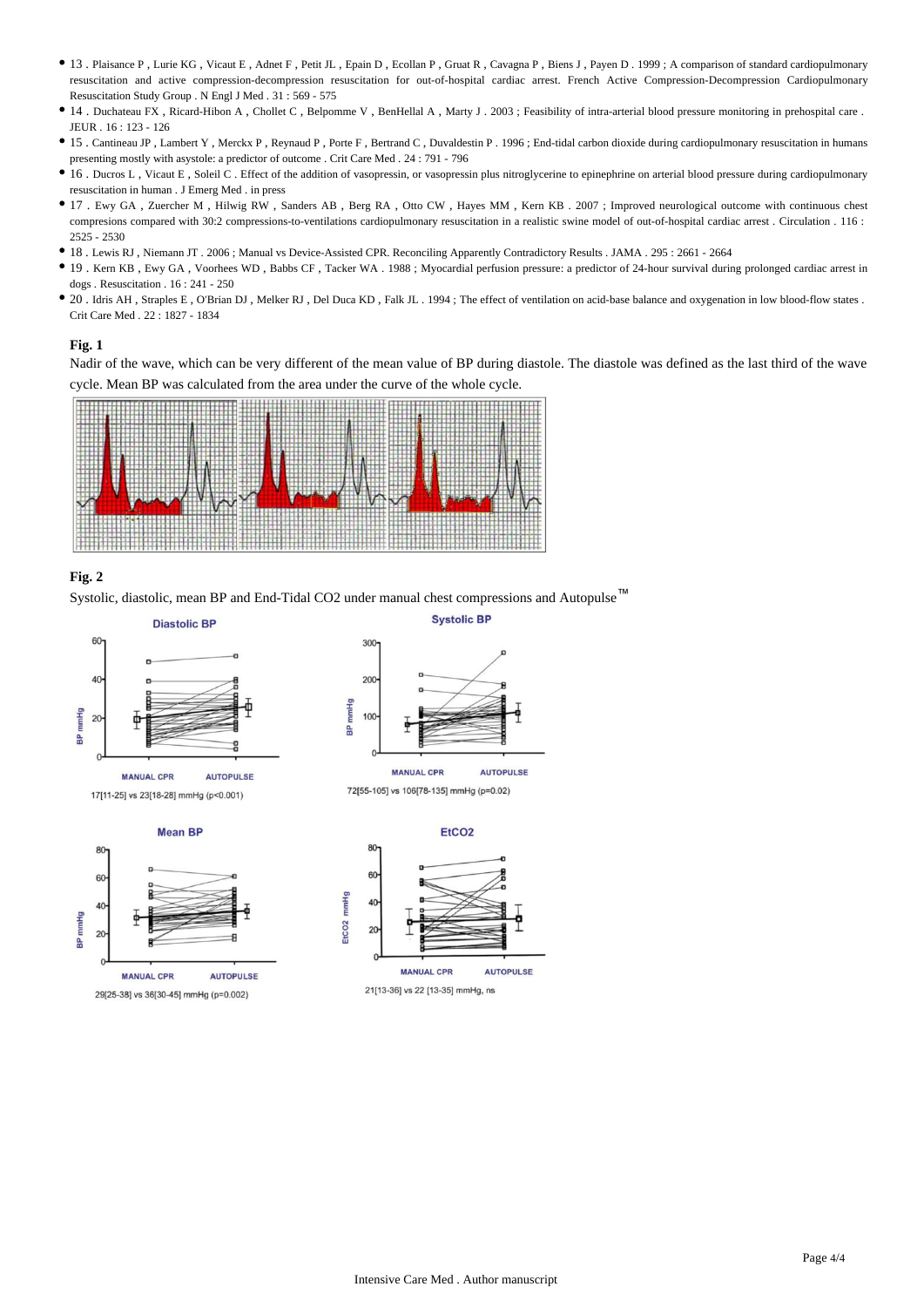- 13 . Plaisance P , Lurie KG , Vicaut E , Adnet F , Petit JL , Epain D , Ecollan P , Gruat R , Cavagna P , Biens J , Payen D . 1999 ; A comparison of standard cardiopulmonary resuscitation and active compression-decompression resuscitation for out-of-hospital cardiac arrest. French Active Compression-Decompression Cardiopulmonary Resuscitation Study Group . N Engl J Med . 31 : 569 - 575
- 14 . Duchateau FX , Ricard-Hibon A , Chollet C , Belpomme V , BenHellal A , Marty J . 2003 ; Feasibility of intra-arterial blood pressure monitoring in prehospital care . JEUR . 16 : 123 - 126
- 15 . Cantineau JP , Lambert Y , Merckx P , Reynaud P , Porte F , Bertrand C , Duvaldestin P . 1996 ; End-tidal carbon dioxide during cardiopulmonary resuscitation in humans presenting mostly with asystole: a predictor of outcome . Crit Care Med . 24 : 791 - 796
- 16 . Ducros L , Vicaut E , Soleil C . Effect of the addition of vasopressin, or vasopressin plus nitroglycerine to epinephrine on arterial blood pressure during cardiopulmonary resuscitation in human . J Emerg Med . in press
- 17 . Ewy GA , Zuercher M , Hilwig RW , Sanders AB , Berg RA , Otto CW , Hayes MM , Kern KB . 2007 ; Improved neurological outcome with continuous chest compresions compared with 30:2 compressions-to-ventilations cardiopulmonary resuscitation in a realistic swine model of out-of-hospital cardiac arrest . Circulation . 116 : 2525 - 2530
- 18 . Lewis RJ , Niemann JT . 2006 ; Manual vs Device-Assisted CPR. Reconciling Apparently Contradictory Results . JAMA . 295 : 2661 - 2664
- 19 . Kern KB , Ewy GA , Voorhees WD , Babbs CF , Tacker WA . 1988 ; Myocardial perfusion pressure: a predictor of 24-hour survival during prolonged cardiac arrest in dogs . Resuscitation . 16 : 241 - 250
- 20 . Idris AH , Straples E , O'Brian DJ , Melker RJ , Del Duca KD , Falk JL . 1994 ; The effect of ventilation on acid-base balance and oxygenation in low blood-flow states . Crit Care Med . 22 : 1827 - 1834

**Fig. 1**

Nadir of the wave, which can be very different of the mean value of BP during diastole. The diastole was defined as the last third of the wave cycle. Mean BP was calculated from the area under the curve of the whole cycle.

**Fig. 2**

Systolic, diastolic, mean BP and End-Tidal CO2 under manual chest compressions and Autopulse™

Diastolic BP

17[11-25] vs 23[18-28] mmHg (p<0.001)

Systolic BP

72[55-105] vs 106[78-135] mmHg (p=0.02)

Mean BP

29[25-38] vs 36[30-45] mmHg (p=0.002)

EtCO2

21[13-36] vs 22 [13-35] mmHg, ns